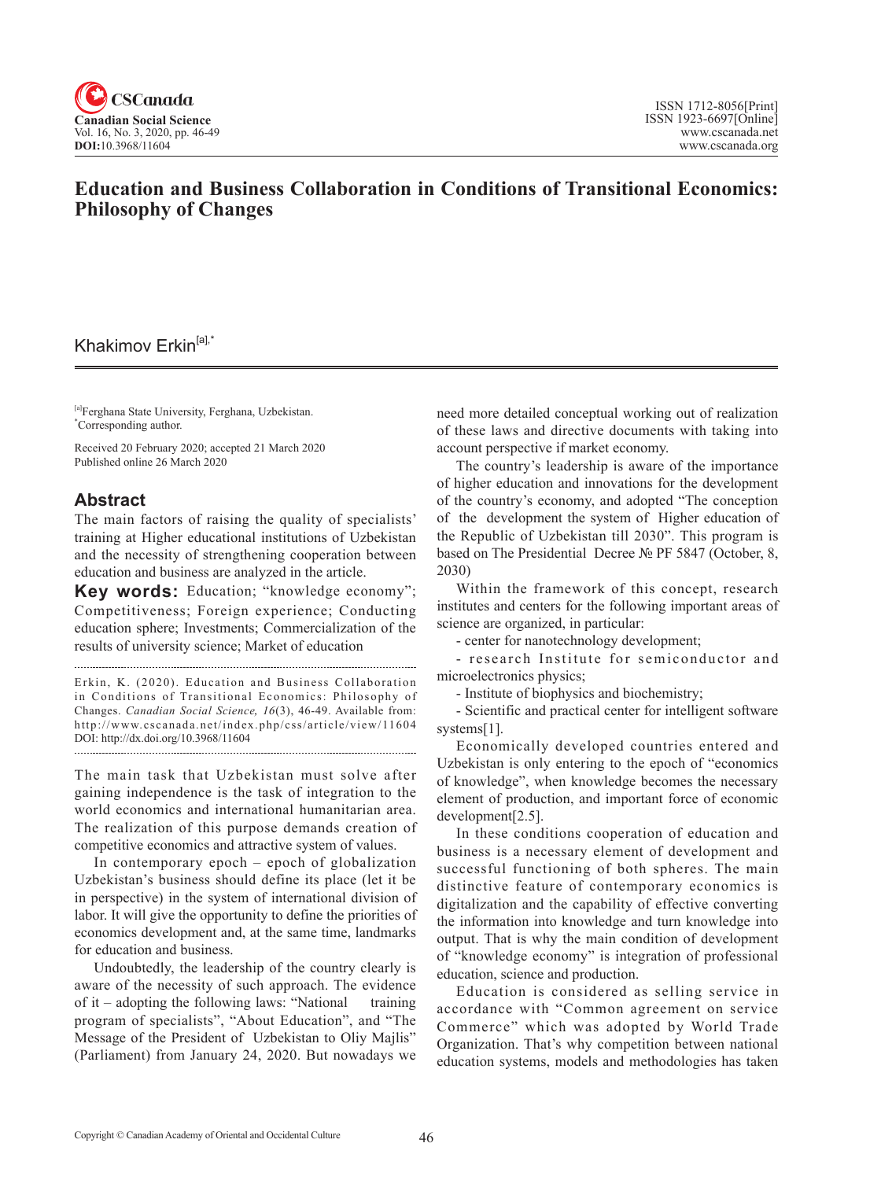# Education and Business Collaboration in Conditions of Transitional Economics: Philosophy of Changes

Khakimov Erkin[a],*

[a]Ferghana State University, Ferghana, Uzbekistan.
*Corresponding author.

Received 20 February 2020; accepted 21 March 2020
Published online 26 March 2020

## Abstract

The main factors of raising the quality of specialists' training at Higher educational institutions of Uzbekistan and the necessity of strengthening cooperation between education and business are analyzed in the article.

**Key words:** Education; "knowledge economy"; Competitiveness; Foreign experience; Conducting education sphere; Investments; Commercialization of the results of university science; Market of education

Erkin, K. (2020). Education and Business Collaboration in Conditions of Transitional Economics: Philosophy of Changes. *Canadian Social Science, 16*(3), 46-49. Available from: http://www.cscanada.net/index.php/css/article/view/11604
DOI: http://dx.doi.org/10.3968/11604

The main task that Uzbekistan must solve after gaining independence is the task of integration to the world economics and international humanitarian area. The realization of this purpose demands creation of competitive economics and attractive system of values.

In contemporary epoch – epoch of globalization Uzbekistan's business should define its place (let it be in perspective) in the system of international division of labor. It will give the opportunity to define the priorities of economics development and, at the same time, landmarks for education and business.

Undoubtedly, the leadership of the country clearly is aware of the necessity of such approach. The evidence of it – adopting the following laws: "National training program of specialists", "About Education", and "The Message of the President of Uzbekistan to Oliy Majlis" (Parliament) from January 24, 2020. But nowadays we need more detailed conceptual working out of realization of these laws and directive documents with taking into account perspective if market economy.

The country's leadership is aware of the importance of higher education and innovations for the development of the country's economy, and adopted "The conception of the development the system of Higher education of the Republic of Uzbekistan till 2030". This program is based on The Presidential Decree № PF 5847 (October, 8, 2030)

Within the framework of this concept, research institutes and centers for the following important areas of science are organized, in particular:

- center for nanotechnology development;
- research Institute for semiconductor and microelectronics physics;
- Institute of biophysics and biochemistry;
- Scientific and practical center for intelligent software systems[1].

Economically developed countries entered and Uzbekistan is only entering to the epoch of "economics of knowledge", when knowledge becomes the necessary element of production, and important force of economic development[2.5].

In these conditions cooperation of education and business is a necessary element of development and successful functioning of both spheres. The main distinctive feature of contemporary economics is digitalization and the capability of effective converting the information into knowledge and turn knowledge into output. That is why the main condition of development of "knowledge economy" is integration of professional education, science and production.

Education is considered as selling service in accordance with "Common agreement on service Commerce" which was adopted by World Trade Organization. That's why competition between national education systems, models and methodologies has taken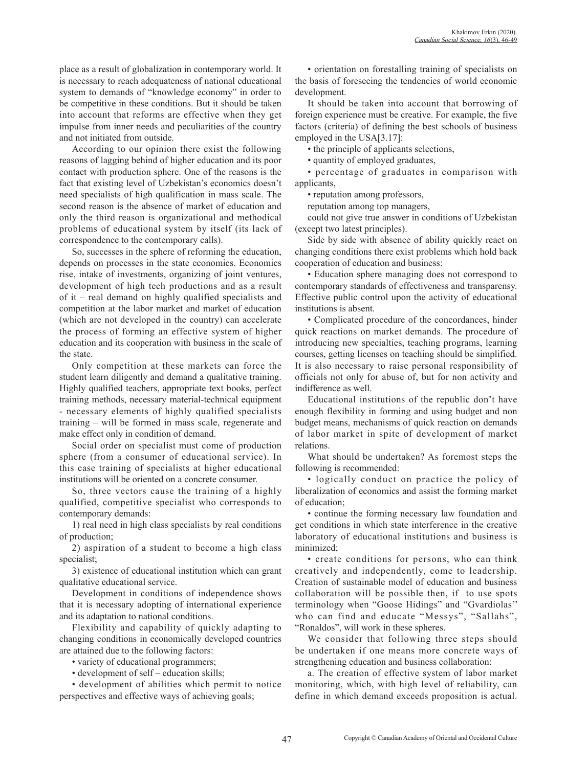place as a result of globalization in contemporary world. It is necessary to reach adequateness of national educational system to demands of "knowledge economy" in order to be competitive in these conditions. But it should be taken into account that reforms are effective when they get impulse from inner needs and peculiarities of the country and not initiated from outside.

According to our opinion there exist the following reasons of lagging behind of higher education and its poor contact with production sphere. One of the reasons is the fact that existing level of Uzbekistan's economics doesn't need specialists of high qualification in mass scale. The second reason is the absence of market of education and only the third reason is organizational and methodical problems of educational system by itself (its lack of correspondence to the contemporary calls).

So, successes in the sphere of reforming the education, depends on processes in the state economics. Economics rise, intake of investments, organizing of joint ventures, development of high tech productions and as a result of it – real demand on highly qualified specialists and competition at the labor market and market of education (which are not developed in the country) can accelerate the process of forming an effective system of higher education and its cooperation with business in the scale of the state.

Only competition at these markets can force the student learn diligently and demand a qualitative training. Highly qualified teachers, appropriate text books, perfect training methods, necessary material-technical equipment - necessary elements of highly qualified specialists training – will be formed in mass scale, regenerate and make effect only in condition of demand.

Social order on specialist must come of production sphere (from a consumer of educational service). In this case training of specialists at higher educational institutions will be oriented on a concrete consumer.

So, three vectors cause the training of a highly qualified, competitive specialist who corresponds to contemporary demands:

1) real need in high class specialists by real conditions of production;

2) aspiration of a student to become a high class specialist;

3) existence of educational institution which can grant qualitative educational service.

Development in conditions of independence shows that it is necessary adopting of international experience and its adaptation to national conditions.

Flexibility and capability of quickly adapting to changing conditions in economically developed countries are attained due to the following factors:

• variety of educational programmers;

• development of self – education skills;

• development of abilities which permit to notice perspectives and effective ways of achieving goals;

• orientation on forestalling training of specialists on the basis of foreseeing the tendencies of world economic development.

It should be taken into account that borrowing of foreign experience must be creative. For example, the five factors (criteria) of defining the best schools of business employed in the USA[3.17]:

• the principle of applicants selections,

• quantity of employed graduates,

• percentage of graduates in comparison with applicants,

• reputation among professors,

reputation among top managers,

could not give true answer in conditions of Uzbekistan (except two latest principles).

Side by side with absence of ability quickly react on changing conditions there exist problems which hold back cooperation of education and business:

• Education sphere managing does not correspond to contemporary standards of effectiveness and transparensy. Effective public control upon the activity of educational institutions is absent.

• Complicated procedure of the concordances, hinder quick reactions on market demands. The procedure of introducing new specialties, teaching programs, learning courses, getting licenses on teaching should be simplified. It is also necessary to raise personal responsibility of officials not only for abuse of, but for non activity and indifference as well.

Educational institutions of the republic don't have enough flexibility in forming and using budget and non budget means, mechanisms of quick reaction on demands of labor market in spite of development of market relations.

What should be undertaken? As foremost steps the following is recommended:

• logically conduct on practice the policy of liberalization of economics and assist the forming market of education;

• continue the forming necessary law foundation and get conditions in which state interference in the creative laboratory of educational institutions and business is minimized;

• create conditions for persons, who can think creatively and independently, come to leadership. Creation of sustainable model of education and business collaboration will be possible then, if to use spots terminology when "Goose Hidings" and "Gvardiolas" who can find and educate "Messys", "Sallahs", "Ronaldos", will work in these spheres.

We consider that following three steps should be undertaken if one means more concrete ways of strengthening education and business collaboration:

a. The creation of effective system of labor market monitoring, which, with high level of reliability, can define in which demand exceeds proposition is actual.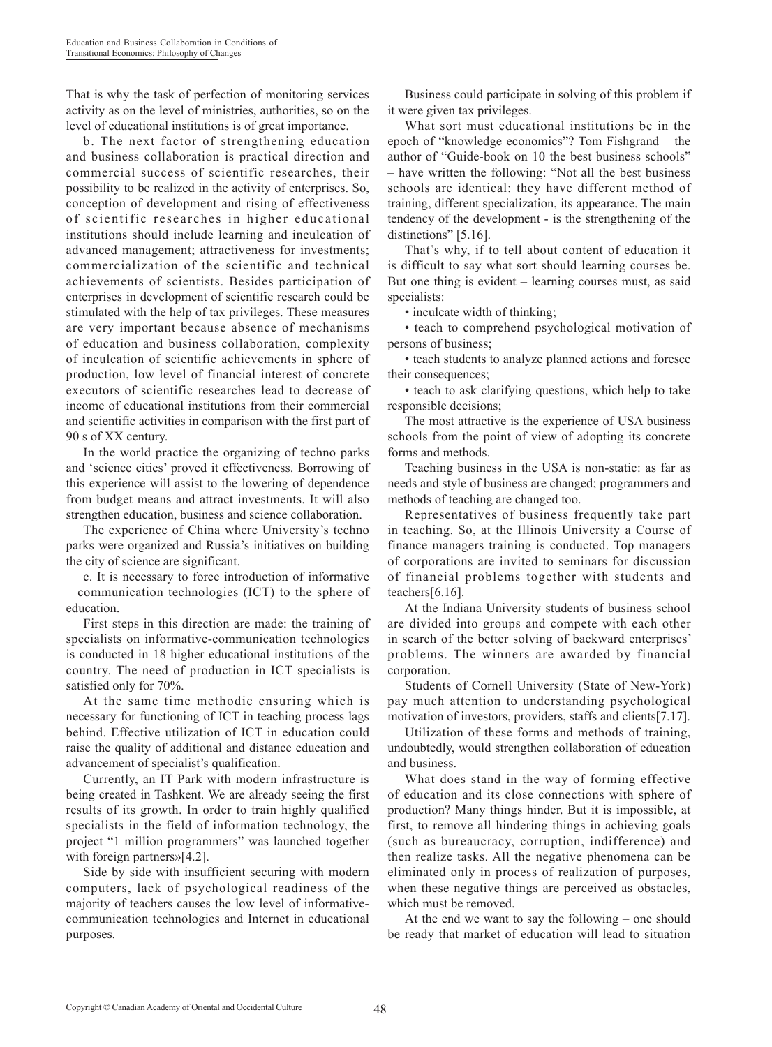That is why the task of perfection of monitoring services activity as on the level of ministries, authorities, so on the level of educational institutions is of great importance.

b. The next factor of strengthening education and business collaboration is practical direction and commercial success of scientific researches, their possibility to be realized in the activity of enterprises. So, conception of development and rising of effectiveness of scientific researches in higher educational institutions should include learning and inculcation of advanced management; attractiveness for investments; commercialization of the scientific and technical achievements of scientists. Besides participation of enterprises in development of scientific research could be stimulated with the help of tax privileges. These measures are very important because absence of mechanisms of education and business collaboration, complexity of inculcation of scientific achievements in sphere of production, low level of financial interest of concrete executors of scientific researches lead to decrease of income of educational institutions from their commercial and scientific activities in comparison with the first part of 90 s of XX century.

In the world practice the organizing of techno parks and 'science cities' proved it effectiveness. Borrowing of this experience will assist to the lowering of dependence from budget means and attract investments. It will also strengthen education, business and science collaboration.

The experience of China where University's techno parks were organized and Russia's initiatives on building the city of science are significant.

c. It is necessary to force introduction of informative – communication technologies (ICT) to the sphere of education.

First steps in this direction are made: the training of specialists on informative-communication technologies is conducted in 18 higher educational institutions of the country. The need of production in ICT specialists is satisfied only for 70%.

At the same time methodic ensuring which is necessary for functioning of ICT in teaching process lags behind. Effective utilization of ICT in education could raise the quality of additional and distance education and advancement of specialist's qualification.

Currently, an IT Park with modern infrastructure is being created in Tashkent. We are already seeing the first results of its growth. In order to train highly qualified specialists in the field of information technology, the project "1 million programmers" was launched together with foreign partners»[4.2].

Side by side with insufficient securing with modern computers, lack of psychological readiness of the majority of teachers causes the low level of informative-communication technologies and Internet in educational purposes.

Business could participate in solving of this problem if it were given tax privileges.

What sort must educational institutions be in the epoch of "knowledge economics"? Tom Fishgrand – the author of "Guide-book on 10 the best business schools" – have written the following: "Not all the best business schools are identical: they have different method of training, different specialization, its appearance. The main tendency of the development - is the strengthening of the distinctions" [5.16].

That's why, if to tell about content of education it is difficult to say what sort should learning courses be. But one thing is evident – learning courses must, as said specialists:

- inculcate width of thinking;
- teach to comprehend psychological motivation of persons of business;
- teach students to analyze planned actions and foresee their consequences;
- teach to ask clarifying questions, which help to take responsible decisions;

The most attractive is the experience of USA business schools from the point of view of adopting its concrete forms and methods.

Teaching business in the USA is non-static: as far as needs and style of business are changed; programmers and methods of teaching are changed too.

Representatives of business frequently take part in teaching. So, at the Illinois University a Course of finance managers training is conducted. Top managers of corporations are invited to seminars for discussion of financial problems together with students and teachers[6.16].

At the Indiana University students of business school are divided into groups and compete with each other in search of the better solving of backward enterprises' problems. The winners are awarded by financial corporation.

Students of Cornell University (State of New-York) pay much attention to understanding psychological motivation of investors, providers, staffs and clients[7.17].

Utilization of these forms and methods of training, undoubtedly, would strengthen collaboration of education and business.

What does stand in the way of forming effective of education and its close connections with sphere of production? Many things hinder. But it is impossible, at first, to remove all hindering things in achieving goals (such as bureaucracy, corruption, indifference) and then realize tasks. All the negative phenomena can be eliminated only in process of realization of purposes, when these negative things are perceived as obstacles, which must be removed.

At the end we want to say the following – one should be ready that market of education will lead to situation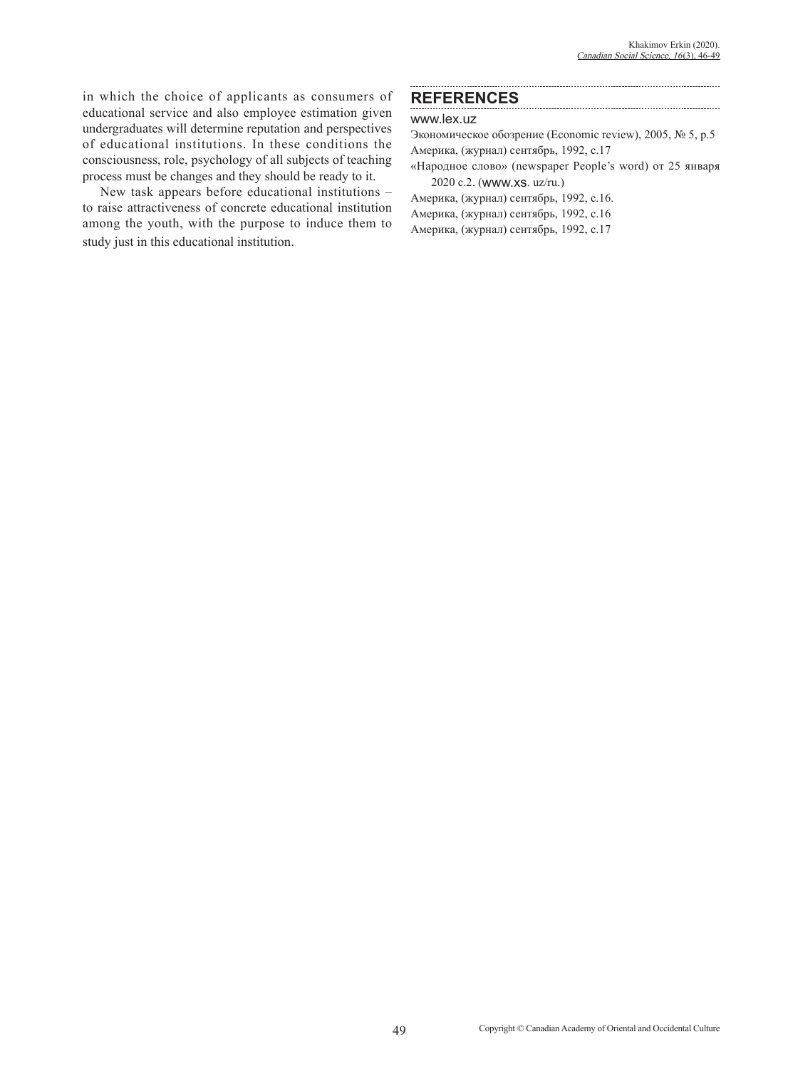in which the choice of applicants as consumers of educational service and also employee estimation given undergraduates will determine reputation and perspectives of educational institutions. In these conditions the consciousness, role, psychology of all subjects of teaching process must be changes and they should be ready to it.

New task appears before educational institutions – to raise attractiveness of concrete educational institution among the youth, with the purpose to induce them to study just in this educational institution.

## REFERENCES

www.lex.uz

Экономическое обозрение (Economic review), 2005, № 5, p.5

Америка, (журнал) сентябрь, 1992, с.17

«Народное слово» (newspaper People's word) от 25 января 2020 с.2. (www.xs. uz/ru.)

Америка, (журнал) сентябрь, 1992, с.16.

Америка, (журнал) сентябрь, 1992, с.16

Америка, (журнал) сентябрь, 1992, с.17